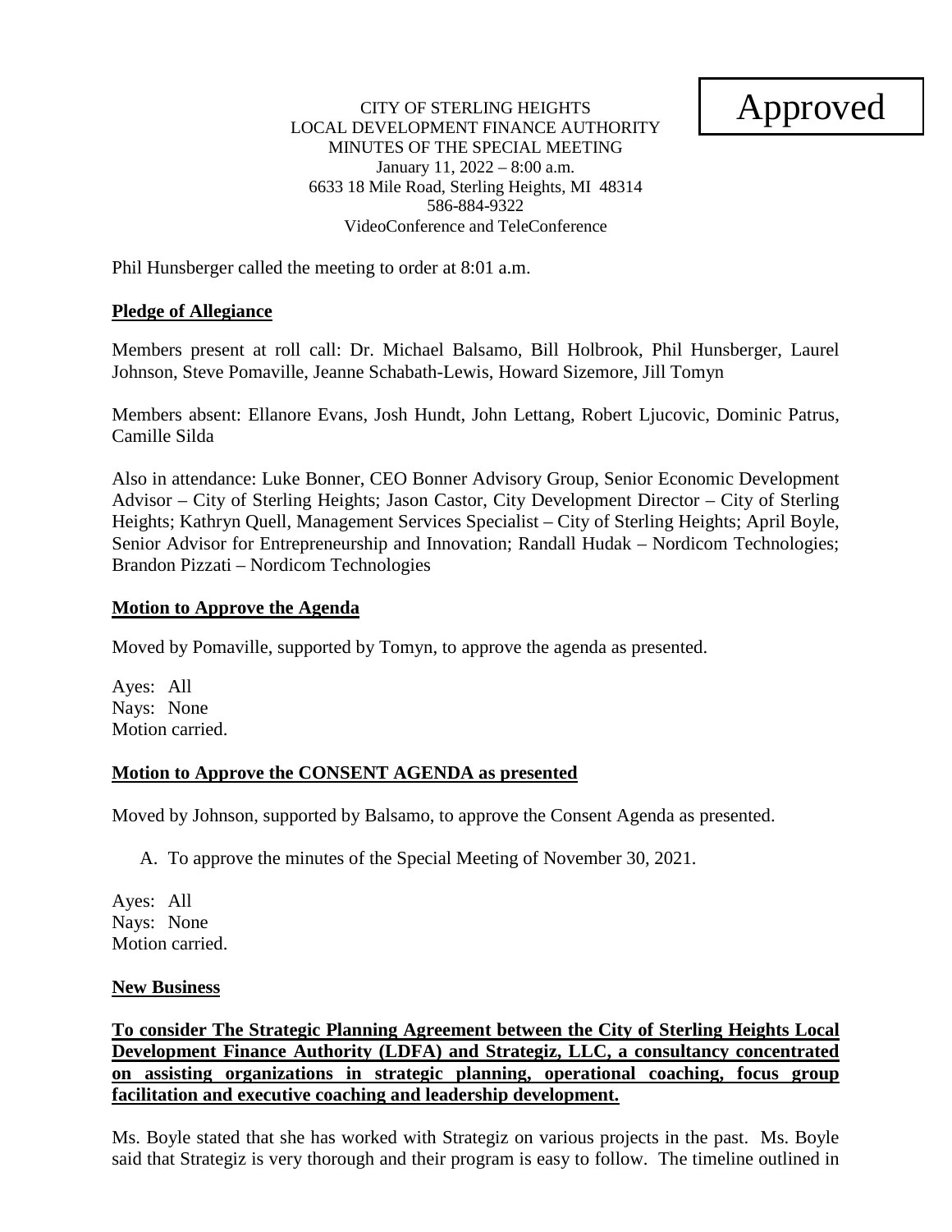Approved

CITY OF STERLING HEIGHTS
LOCAL DEVELOPMENT FINANCE AUTHORITY
MINUTES OF THE SPECIAL MEETING
January 11, 2022 – 8:00 a.m.
6633 18 Mile Road, Sterling Heights, MI 48314
586-884-9322
VideoConference and TeleConference

Phil Hunsberger called the meeting to order at 8:01 a.m.

**Pledge of Allegiance**

Members present at roll call: Dr. Michael Balsamo, Bill Holbrook, Phil Hunsberger, Laurel Johnson, Steve Pomaville, Jeanne Schabath-Lewis, Howard Sizemore, Jill Tomyn

Members absent: Ellanore Evans, Josh Hundt, John Lettang, Robert Ljucovic, Dominic Patrus, Camille Silda

Also in attendance: Luke Bonner, CEO Bonner Advisory Group, Senior Economic Development Advisor – City of Sterling Heights; Jason Castor, City Development Director – City of Sterling Heights; Kathryn Quell, Management Services Specialist – City of Sterling Heights; April Boyle, Senior Advisor for Entrepreneurship and Innovation; Randall Hudak – Nordicom Technologies; Brandon Pizzati – Nordicom Technologies

**Motion to Approve the Agenda**

Moved by Pomaville, supported by Tomyn, to approve the agenda as presented.

Ayes: All
Nays: None
Motion carried.

**Motion to Approve the CONSENT AGENDA as presented**

Moved by Johnson, supported by Balsamo, to approve the Consent Agenda as presented.

A. To approve the minutes of the Special Meeting of November 30, 2021.

Ayes: All
Nays: None
Motion carried.

**New Business**

**To consider The Strategic Planning Agreement between the City of Sterling Heights Local Development Finance Authority (LDFA) and Strategiz, LLC, a consultancy concentrated on assisting organizations in strategic planning, operational coaching, focus group facilitation and executive coaching and leadership development.**

Ms. Boyle stated that she has worked with Strategiz on various projects in the past. Ms. Boyle said that Strategiz is very thorough and their program is easy to follow. The timeline outlined in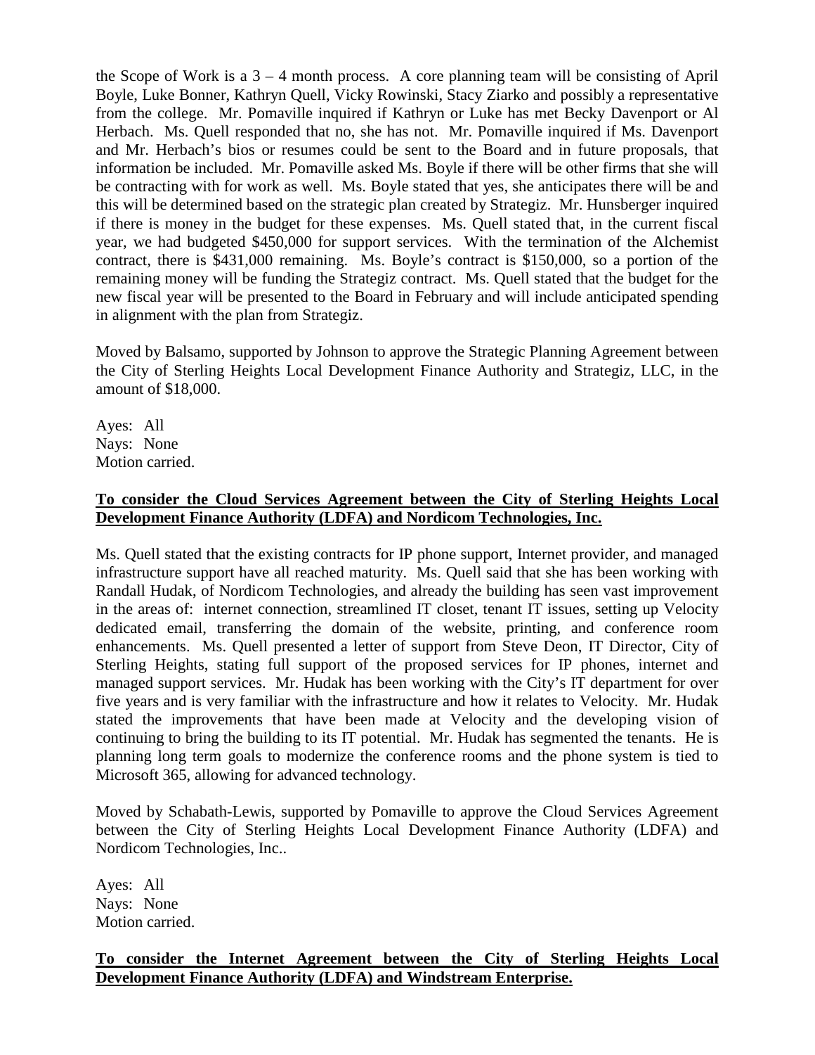the Scope of Work is a 3 – 4 month process. A core planning team will be consisting of April Boyle, Luke Bonner, Kathryn Quell, Vicky Rowinski, Stacy Ziarko and possibly a representative from the college. Mr. Pomaville inquired if Kathryn or Luke has met Becky Davenport or Al Herbach. Ms. Quell responded that no, she has not. Mr. Pomaville inquired if Ms. Davenport and Mr. Herbach's bios or resumes could be sent to the Board and in future proposals, that information be included. Mr. Pomaville asked Ms. Boyle if there will be other firms that she will be contracting with for work as well. Ms. Boyle stated that yes, she anticipates there will be and this will be determined based on the strategic plan created by Strategiz. Mr. Hunsberger inquired if there is money in the budget for these expenses. Ms. Quell stated that, in the current fiscal year, we had budgeted $450,000 for support services. With the termination of the Alchemist contract, there is $431,000 remaining. Ms. Boyle's contract is $150,000, so a portion of the remaining money will be funding the Strategiz contract. Ms. Quell stated that the budget for the new fiscal year will be presented to the Board in February and will include anticipated spending in alignment with the plan from Strategiz.

Moved by Balsamo, supported by Johnson to approve the Strategic Planning Agreement between the City of Sterling Heights Local Development Finance Authority and Strategiz, LLC, in the amount of $18,000.

Ayes: All
Nays: None
Motion carried.

**To consider the Cloud Services Agreement between the City of Sterling Heights Local Development Finance Authority (LDFA) and Nordicom Technologies, Inc.**

Ms. Quell stated that the existing contracts for IP phone support, Internet provider, and managed infrastructure support have all reached maturity. Ms. Quell said that she has been working with Randall Hudak, of Nordicom Technologies, and already the building has seen vast improvement in the areas of: internet connection, streamlined IT closet, tenant IT issues, setting up Velocity dedicated email, transferring the domain of the website, printing, and conference room enhancements. Ms. Quell presented a letter of support from Steve Deon, IT Director, City of Sterling Heights, stating full support of the proposed services for IP phones, internet and managed support services. Mr. Hudak has been working with the City's IT department for over five years and is very familiar with the infrastructure and how it relates to Velocity. Mr. Hudak stated the improvements that have been made at Velocity and the developing vision of continuing to bring the building to its IT potential. Mr. Hudak has segmented the tenants. He is planning long term goals to modernize the conference rooms and the phone system is tied to Microsoft 365, allowing for advanced technology.

Moved by Schabath-Lewis, supported by Pomaville to approve the Cloud Services Agreement between the City of Sterling Heights Local Development Finance Authority (LDFA) and Nordicom Technologies, Inc..

Ayes: All
Nays: None
Motion carried.

**To consider the Internet Agreement between the City of Sterling Heights Local Development Finance Authority (LDFA) and Windstream Enterprise.**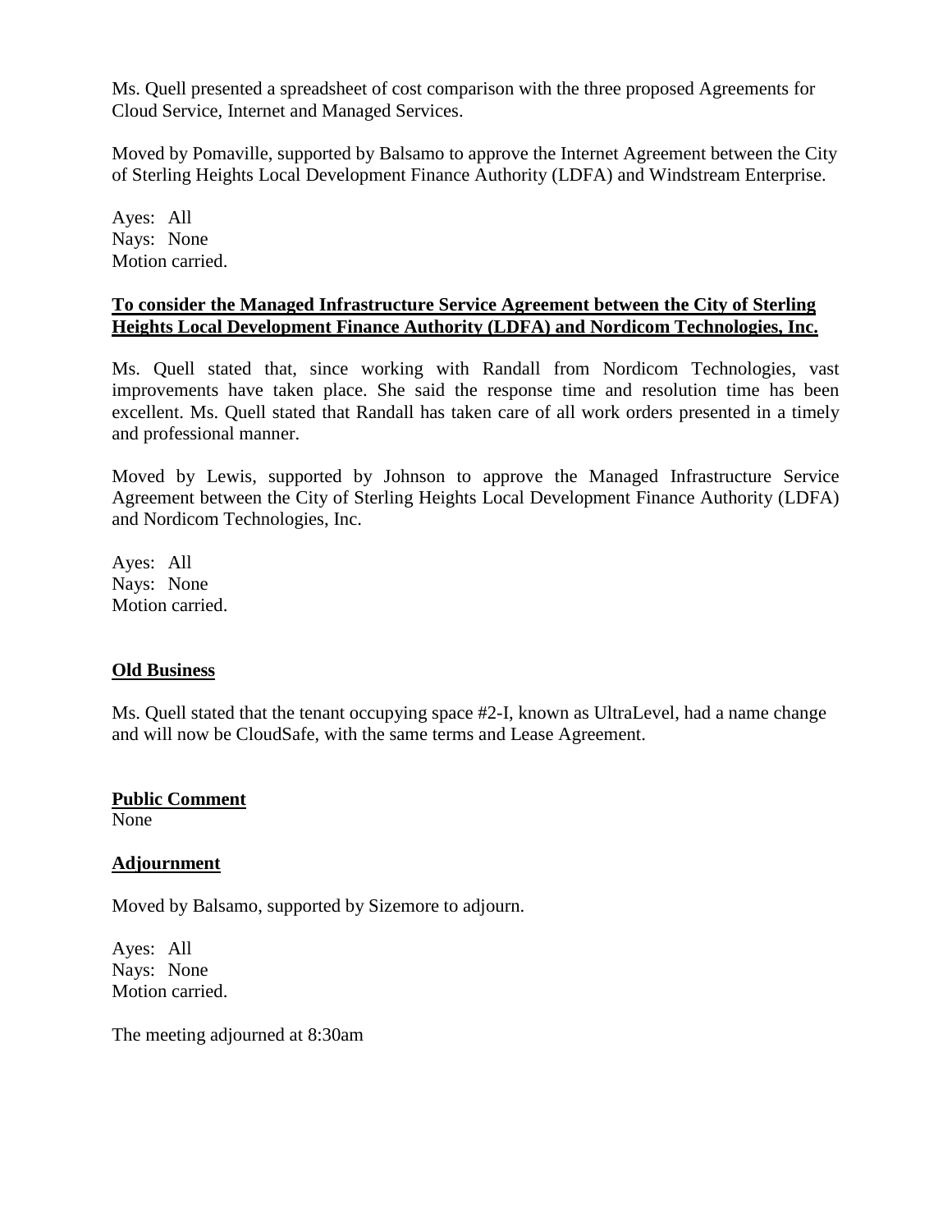Ms. Quell presented a spreadsheet of cost comparison with the three proposed Agreements for Cloud Service, Internet and Managed Services.

Moved by Pomaville, supported by Balsamo to approve the Internet Agreement between the City of Sterling Heights Local Development Finance Authority (LDFA) and Windstream Enterprise.

Ayes: All
Nays: None
Motion carried.

**To consider the Managed Infrastructure Service Agreement between the City of Sterling Heights Local Development Finance Authority (LDFA) and Nordicom Technologies, Inc.**

Ms. Quell stated that, since working with Randall from Nordicom Technologies, vast improvements have taken place. She said the response time and resolution time has been excellent. Ms. Quell stated that Randall has taken care of all work orders presented in a timely and professional manner.

Moved by Lewis, supported by Johnson to approve the Managed Infrastructure Service Agreement between the City of Sterling Heights Local Development Finance Authority (LDFA) and Nordicom Technologies, Inc.

Ayes: All
Nays: None
Motion carried.

**Old Business**

Ms. Quell stated that the tenant occupying space #2-I, known as UltraLevel, had a name change and will now be CloudSafe, with the same terms and Lease Agreement.

**Public Comment**
None

**Adjournment**

Moved by Balsamo, supported by Sizemore to adjourn.

Ayes: All
Nays: None
Motion carried.

The meeting adjourned at 8:30am